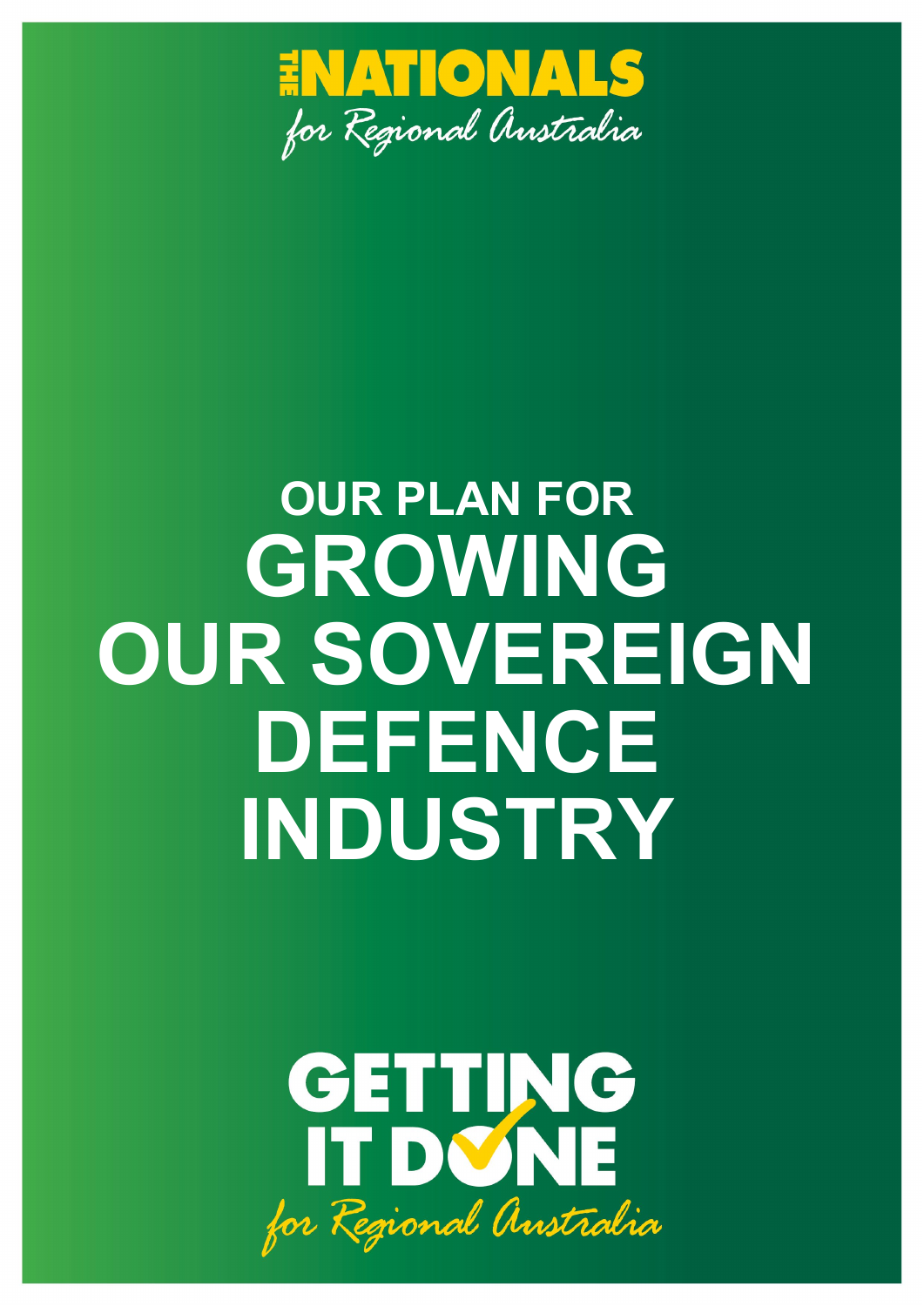THE NATIONALS

*for Regional Australia*

# OUR PLAN FOR GROWING OUR SOVEREIGN DEFENCE INDUSTRY

GETTING IT DONE

*for Regional Australia*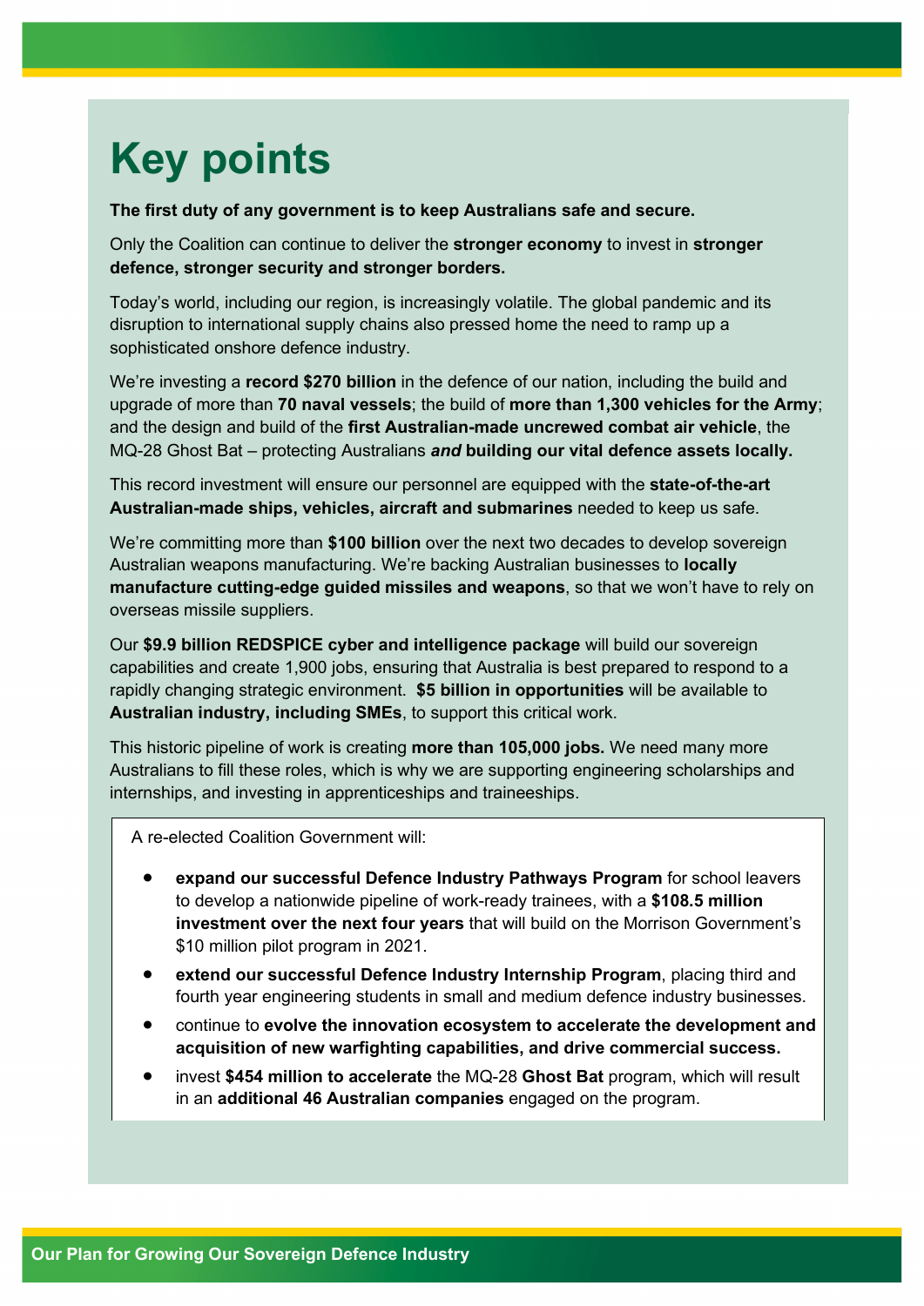# Key points

**The first duty of any government is to keep Australians safe and secure.**

Only the Coalition can continue to deliver the **stronger economy** to invest in **stronger defence, stronger security and stronger borders.**

Today's world, including our region, is increasingly volatile. The global pandemic and its disruption to international supply chains also pressed home the need to ramp up a sophisticated onshore defence industry.

We're investing a **record $270 billion** in the defence of our nation, including the build and upgrade of more than **70 naval vessels**; the build of **more than 1,300 vehicles for the Army**; and the design and build of the **first Australian-made uncrewed combat air vehicle**, the MQ-28 Ghost Bat – protecting Australians ***and*** **building our vital defence assets locally.**

This record investment will ensure our personnel are equipped with the **state-of-the-art Australian-made ships, vehicles, aircraft and submarines** needed to keep us safe.

We're committing more than **$100 billion** over the next two decades to develop sovereign Australian weapons manufacturing. We're backing Australian businesses to **locally manufacture cutting-edge guided missiles and weapons**, so that we won't have to rely on overseas missile suppliers.

Our **$9.9 billion REDSPICE cyber and intelligence package** will build our sovereign capabilities and create 1,900 jobs, ensuring that Australia is best prepared to respond to a rapidly changing strategic environment. **$5 billion in opportunities** will be available to **Australian industry, including SMEs**, to support this critical work.

This historic pipeline of work is creating **more than 105,000 jobs.** We need many more Australians to fill these roles, which is why we are supporting engineering scholarships and internships, and investing in apprenticeships and traineeships.

A re-elected Coalition Government will:

- **expand our successful Defence Industry Pathways Program** for school leavers to develop a nationwide pipeline of work-ready trainees, with a **$108.5 million investment over the next four years** that will build on the Morrison Government's $10 million pilot program in 2021.
- **extend our successful Defence Industry Internship Program**, placing third and fourth year engineering students in small and medium defence industry businesses.
- continue to **evolve the innovation ecosystem to accelerate the development and acquisition of new warfighting capabilities, and drive commercial success.**
- invest **$454 million to accelerate** the MQ-28 **Ghost Bat** program, which will result in an **additional 46 Australian companies** engaged on the program.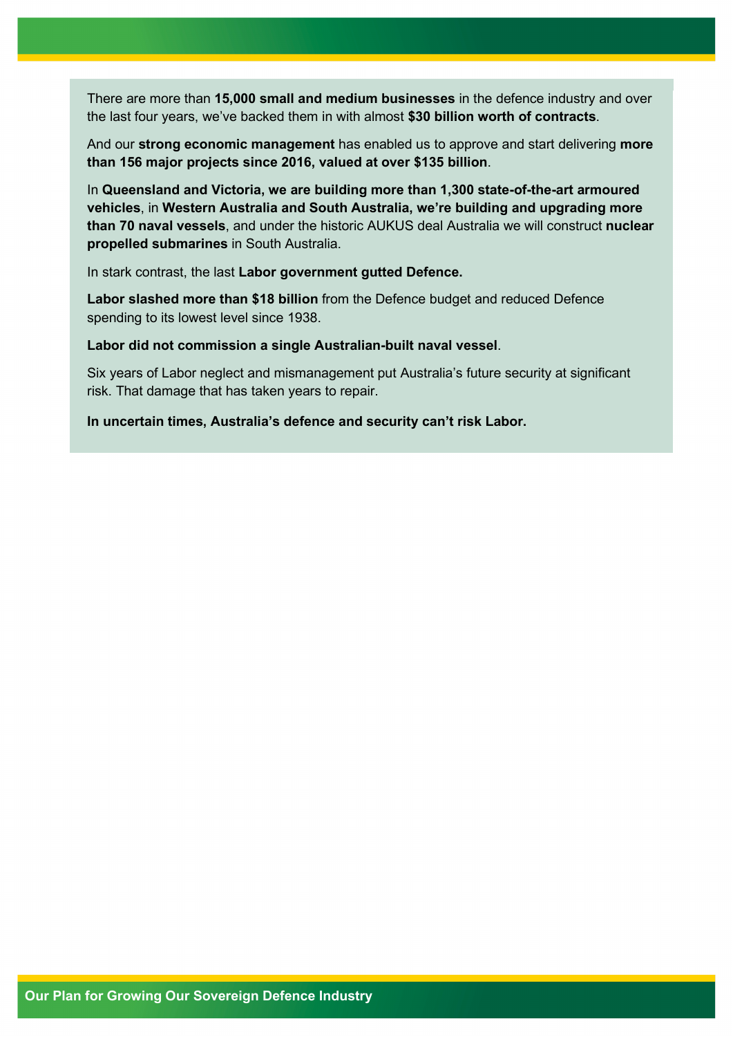There are more than **15,000 small and medium businesses** in the defence industry and over the last four years, we've backed them in with almost **$30 billion worth of contracts**.

And our **strong economic management** has enabled us to approve and start delivering **more than 156 major projects since 2016, valued at over $135 billion**.

In **Queensland and Victoria, we are building more than 1,300 state-of-the-art armoured vehicles**, in **Western Australia and South Australia, we're building and upgrading more than 70 naval vessels**, and under the historic AUKUS deal Australia we will construct **nuclear propelled submarines** in South Australia.

In stark contrast, the last **Labor government gutted Defence.**

**Labor slashed more than $18 billion** from the Defence budget and reduced Defence spending to its lowest level since 1938.

**Labor did not commission a single Australian-built naval vessel**.

Six years of Labor neglect and mismanagement put Australia's future security at significant risk. That damage that has taken years to repair.

**In uncertain times, Australia's defence and security can't risk Labor.**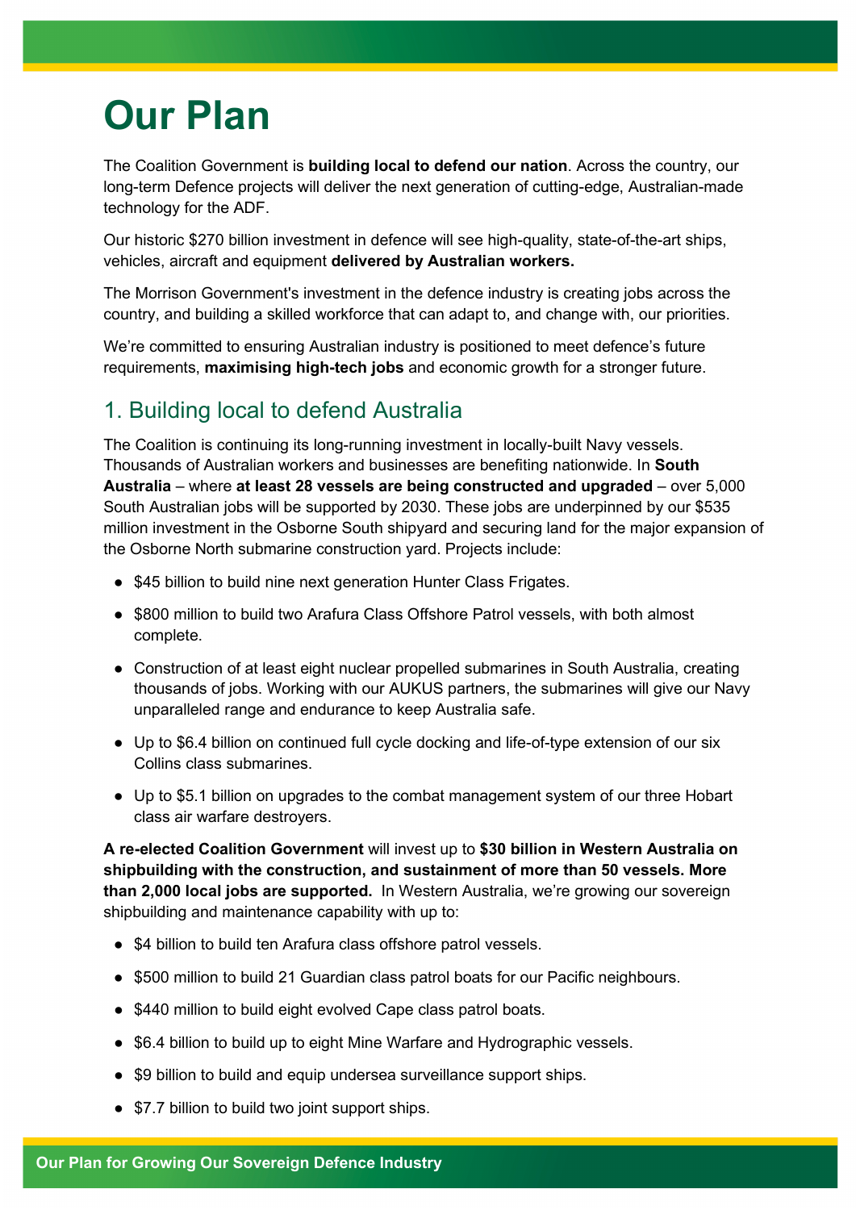# Our Plan

The Coalition Government is **building local to defend our nation**. Across the country, our long-term Defence projects will deliver the next generation of cutting-edge, Australian-made technology for the ADF.

Our historic $270 billion investment in defence will see high-quality, state-of-the-art ships, vehicles, aircraft and equipment **delivered by Australian workers.**

The Morrison Government's investment in the defence industry is creating jobs across the country, and building a skilled workforce that can adapt to, and change with, our priorities.

We're committed to ensuring Australian industry is positioned to meet defence's future requirements, **maximising high-tech jobs** and economic growth for a stronger future.

## 1. Building local to defend Australia

The Coalition is continuing its long-running investment in locally-built Navy vessels. Thousands of Australian workers and businesses are benefiting nationwide. In **South Australia** – where **at least 28 vessels are being constructed and upgraded** – over 5,000 South Australian jobs will be supported by 2030. These jobs are underpinned by our $535 million investment in the Osborne South shipyard and securing land for the major expansion of the Osborne North submarine construction yard. Projects include:

- $45 billion to build nine next generation Hunter Class Frigates.
- $800 million to build two Arafura Class Offshore Patrol vessels, with both almost complete.
- Construction of at least eight nuclear propelled submarines in South Australia, creating thousands of jobs. Working with our AUKUS partners, the submarines will give our Navy unparalleled range and endurance to keep Australia safe.
- Up to $6.4 billion on continued full cycle docking and life-of-type extension of our six Collins class submarines.
- Up to $5.1 billion on upgrades to the combat management system of our three Hobart class air warfare destroyers.

**A re-elected Coalition Government** will invest up to **$30 billion in Western Australia on shipbuilding with the construction, and sustainment of more than 50 vessels. More than 2,000 local jobs are supported.** In Western Australia, we're growing our sovereign shipbuilding and maintenance capability with up to:

- $4 billion to build ten Arafura class offshore patrol vessels.
- $500 million to build 21 Guardian class patrol boats for our Pacific neighbours.
- $440 million to build eight evolved Cape class patrol boats.
- $6.4 billion to build up to eight Mine Warfare and Hydrographic vessels.
- $9 billion to build and equip undersea surveillance support ships.
- $7.7 billion to build two joint support ships.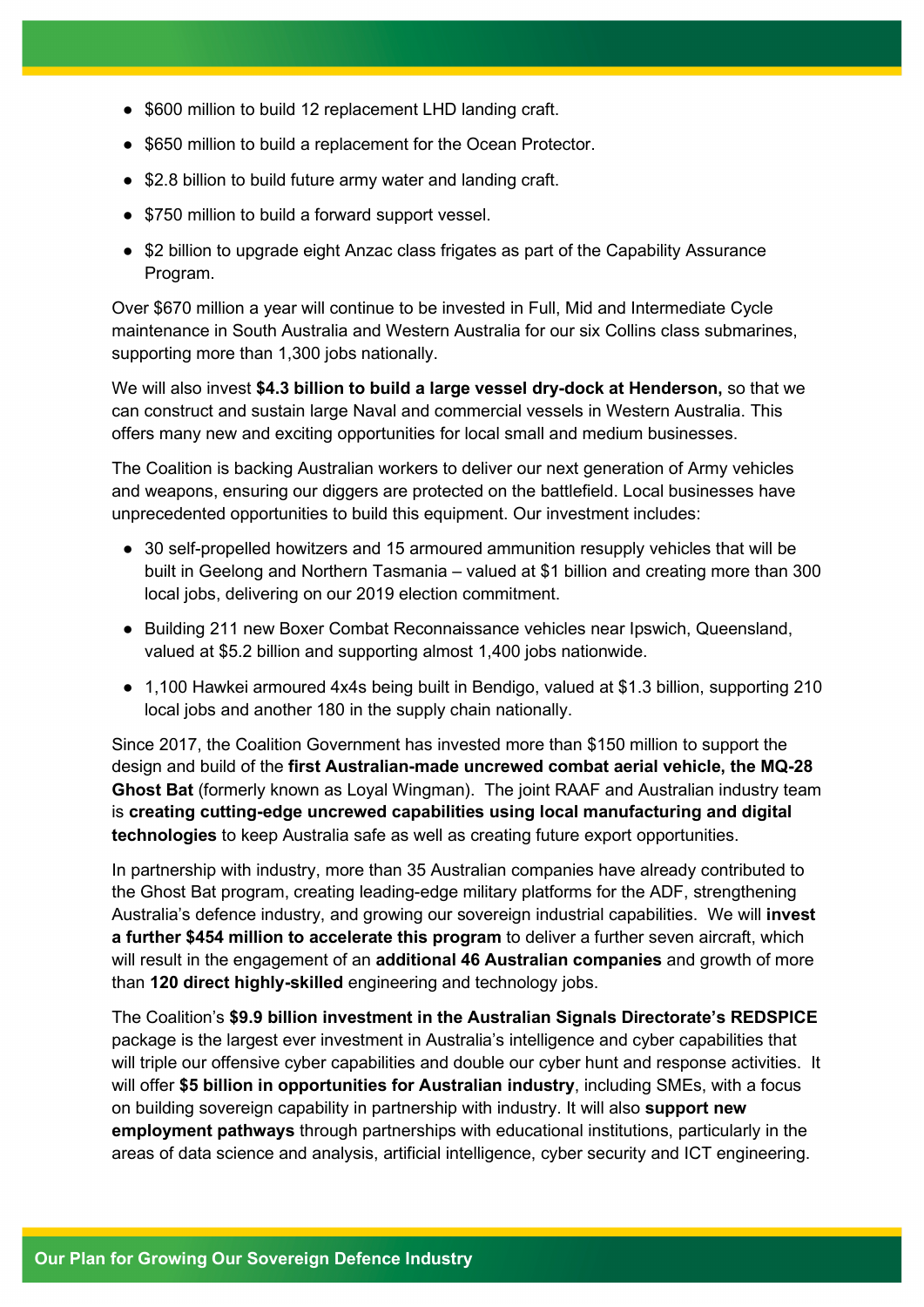- $600 million to build 12 replacement LHD landing craft.
- $650 million to build a replacement for the Ocean Protector.
- $2.8 billion to build future army water and landing craft.
- $750 million to build a forward support vessel.
- $2 billion to upgrade eight Anzac class frigates as part of the Capability Assurance Program.

Over $670 million a year will continue to be invested in Full, Mid and Intermediate Cycle maintenance in South Australia and Western Australia for our six Collins class submarines, supporting more than 1,300 jobs nationally.

We will also invest **$4.3 billion to build a large vessel dry-dock at Henderson,** so that we can construct and sustain large Naval and commercial vessels in Western Australia. This offers many new and exciting opportunities for local small and medium businesses.

The Coalition is backing Australian workers to deliver our next generation of Army vehicles and weapons, ensuring our diggers are protected on the battlefield. Local businesses have unprecedented opportunities to build this equipment. Our investment includes:

- 30 self-propelled howitzers and 15 armoured ammunition resupply vehicles that will be built in Geelong and Northern Tasmania – valued at $1 billion and creating more than 300 local jobs, delivering on our 2019 election commitment.
- Building 211 new Boxer Combat Reconnaissance vehicles near Ipswich, Queensland, valued at $5.2 billion and supporting almost 1,400 jobs nationwide.
- 1,100 Hawkei armoured 4x4s being built in Bendigo, valued at $1.3 billion, supporting 210 local jobs and another 180 in the supply chain nationally.

Since 2017, the Coalition Government has invested more than $150 million to support the design and build of the **first Australian-made uncrewed combat aerial vehicle, the MQ-28 Ghost Bat** (formerly known as Loyal Wingman). The joint RAAF and Australian industry team is **creating cutting-edge uncrewed capabilities using local manufacturing and digital technologies** to keep Australia safe as well as creating future export opportunities.

In partnership with industry, more than 35 Australian companies have already contributed to the Ghost Bat program, creating leading-edge military platforms for the ADF, strengthening Australia's defence industry, and growing our sovereign industrial capabilities. We will **invest a further $454 million to accelerate this program** to deliver a further seven aircraft, which will result in the engagement of an **additional 46 Australian companies** and growth of more than **120 direct highly-skilled** engineering and technology jobs.

The Coalition's **$9.9 billion investment in the Australian Signals Directorate's REDSPICE** package is the largest ever investment in Australia's intelligence and cyber capabilities that will triple our offensive cyber capabilities and double our cyber hunt and response activities. It will offer **$5 billion in opportunities for Australian industry**, including SMEs, with a focus on building sovereign capability in partnership with industry. It will also **support new employment pathways** through partnerships with educational institutions, particularly in the areas of data science and analysis, artificial intelligence, cyber security and ICT engineering.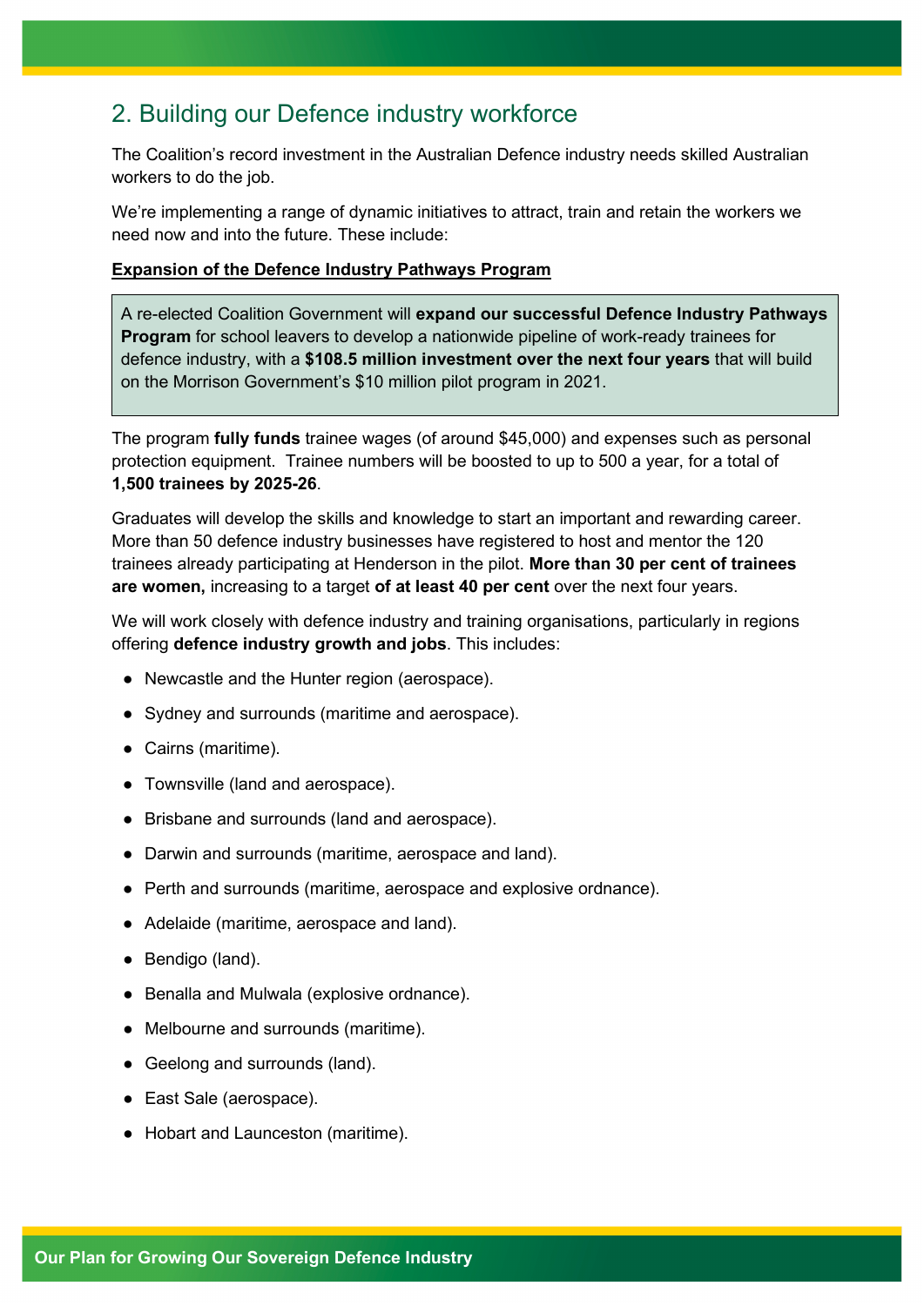## 2. Building our Defence industry workforce

The Coalition's record investment in the Australian Defence industry needs skilled Australian workers to do the job.

We're implementing a range of dynamic initiatives to attract, train and retain the workers we need now and into the future. These include:

**Expansion of the Defence Industry Pathways Program**

> A re-elected Coalition Government will **expand our successful Defence Industry Pathways Program** for school leavers to develop a nationwide pipeline of work-ready trainees for defence industry, with a **$108.5 million investment over the next four years** that will build on the Morrison Government's $10 million pilot program in 2021.

The program **fully funds** trainee wages (of around $45,000) and expenses such as personal protection equipment. Trainee numbers will be boosted to up to 500 a year, for a total of **1,500 trainees by 2025-26**.

Graduates will develop the skills and knowledge to start an important and rewarding career. More than 50 defence industry businesses have registered to host and mentor the 120 trainees already participating at Henderson in the pilot. **More than 30 per cent of trainees are women,** increasing to a target **of at least 40 per cent** over the next four years.

We will work closely with defence industry and training organisations, particularly in regions offering **defence industry growth and jobs**. This includes:

- Newcastle and the Hunter region (aerospace).
- Sydney and surrounds (maritime and aerospace).
- Cairns (maritime).
- Townsville (land and aerospace).
- Brisbane and surrounds (land and aerospace).
- Darwin and surrounds (maritime, aerospace and land).
- Perth and surrounds (maritime, aerospace and explosive ordnance).
- Adelaide (maritime, aerospace and land).
- Bendigo (land).
- Benalla and Mulwala (explosive ordnance).
- Melbourne and surrounds (maritime).
- Geelong and surrounds (land).
- East Sale (aerospace).
- Hobart and Launceston (maritime).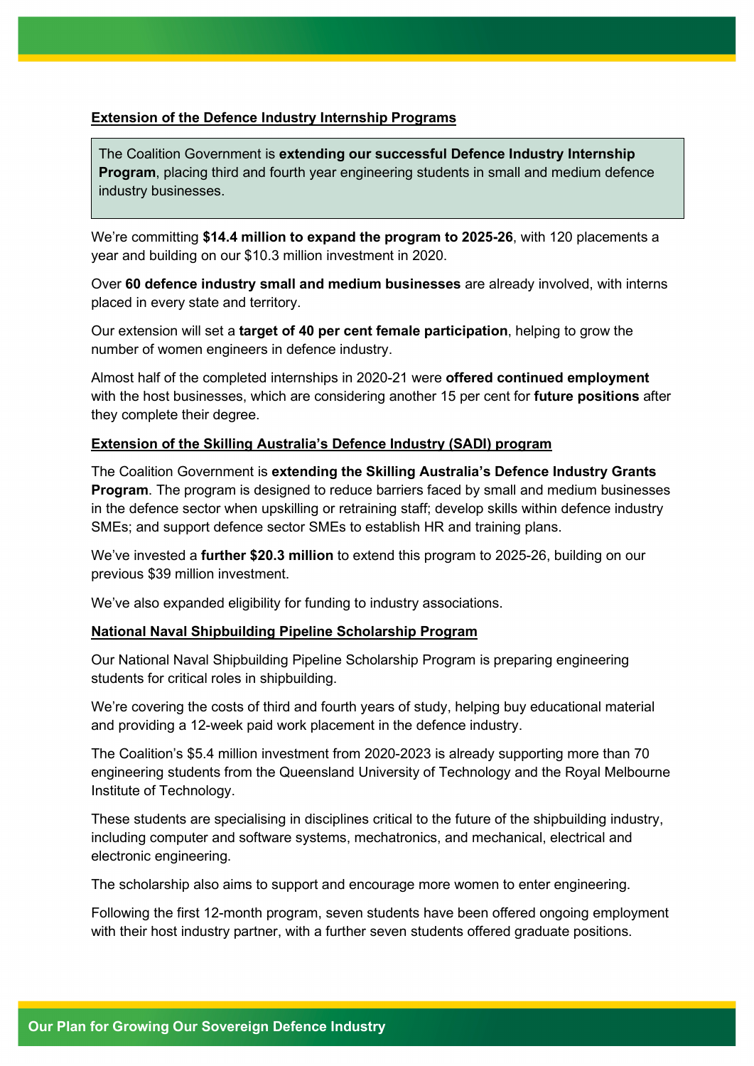**Extension of the Defence Industry Internship Programs**

The Coalition Government is **extending our successful Defence Industry Internship Program**, placing third and fourth year engineering students in small and medium defence industry businesses.

We're committing **$14.4 million to expand the program to 2025-26**, with 120 placements a year and building on our $10.3 million investment in 2020.

Over **60 defence industry small and medium businesses** are already involved, with interns placed in every state and territory.

Our extension will set a **target of 40 per cent female participation**, helping to grow the number of women engineers in defence industry.

Almost half of the completed internships in 2020-21 were **offered continued employment** with the host businesses, which are considering another 15 per cent for **future positions** after they complete their degree.

**Extension of the Skilling Australia's Defence Industry (SADI) program**

The Coalition Government is **extending the Skilling Australia's Defence Industry Grants Program**. The program is designed to reduce barriers faced by small and medium businesses in the defence sector when upskilling or retraining staff; develop skills within defence industry SMEs; and support defence sector SMEs to establish HR and training plans.

We've invested a **further $20.3 million** to extend this program to 2025-26, building on our previous $39 million investment.

We've also expanded eligibility for funding to industry associations.

**National Naval Shipbuilding Pipeline Scholarship Program**

Our National Naval Shipbuilding Pipeline Scholarship Program is preparing engineering students for critical roles in shipbuilding.

We're covering the costs of third and fourth years of study, helping buy educational material and providing a 12-week paid work placement in the defence industry.

The Coalition's $5.4 million investment from 2020-2023 is already supporting more than 70 engineering students from the Queensland University of Technology and the Royal Melbourne Institute of Technology.

These students are specialising in disciplines critical to the future of the shipbuilding industry, including computer and software systems, mechatronics, and mechanical, electrical and electronic engineering.

The scholarship also aims to support and encourage more women to enter engineering.

Following the first 12-month program, seven students have been offered ongoing employment with their host industry partner, with a further seven students offered graduate positions.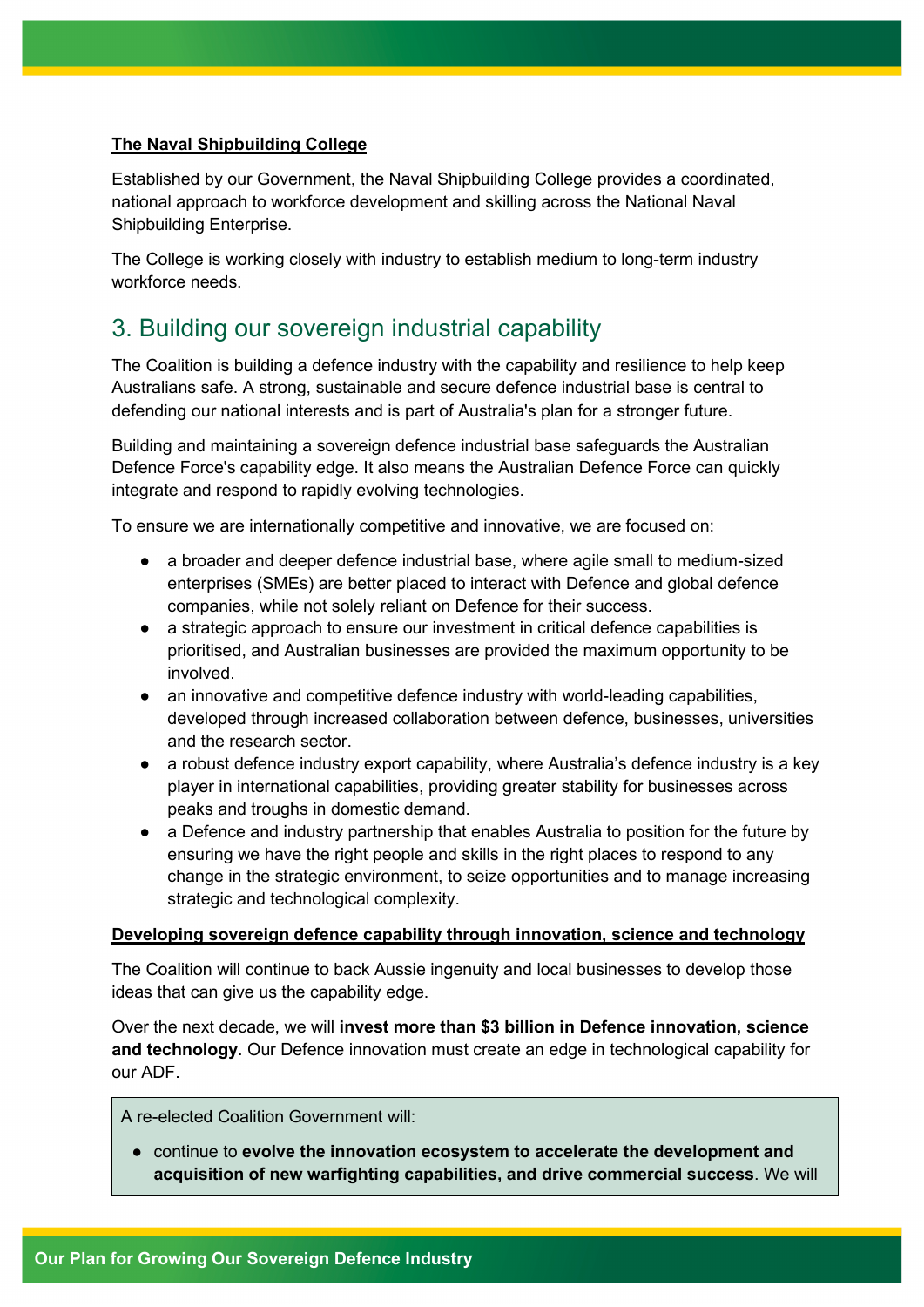**The Naval Shipbuilding College**

Established by our Government, the Naval Shipbuilding College provides a coordinated, national approach to workforce development and skilling across the National Naval Shipbuilding Enterprise.

The College is working closely with industry to establish medium to long-term industry workforce needs.

## 3. Building our sovereign industrial capability

The Coalition is building a defence industry with the capability and resilience to help keep Australians safe. A strong, sustainable and secure defence industrial base is central to defending our national interests and is part of Australia's plan for a stronger future.

Building and maintaining a sovereign defence industrial base safeguards the Australian Defence Force's capability edge. It also means the Australian Defence Force can quickly integrate and respond to rapidly evolving technologies.

To ensure we are internationally competitive and innovative, we are focused on:

- a broader and deeper defence industrial base, where agile small to medium-sized enterprises (SMEs) are better placed to interact with Defence and global defence companies, while not solely reliant on Defence for their success.
- a strategic approach to ensure our investment in critical defence capabilities is prioritised, and Australian businesses are provided the maximum opportunity to be involved.
- an innovative and competitive defence industry with world-leading capabilities, developed through increased collaboration between defence, businesses, universities and the research sector.
- a robust defence industry export capability, where Australia's defence industry is a key player in international capabilities, providing greater stability for businesses across peaks and troughs in domestic demand.
- a Defence and industry partnership that enables Australia to position for the future by ensuring we have the right people and skills in the right places to respond to any change in the strategic environment, to seize opportunities and to manage increasing strategic and technological complexity.

**Developing sovereign defence capability through innovation, science and technology**

The Coalition will continue to back Aussie ingenuity and local businesses to develop those ideas that can give us the capability edge.

Over the next decade, we will **invest more than $3 billion in Defence innovation, science and technology**. Our Defence innovation must create an edge in technological capability for our ADF.

A re-elected Coalition Government will:

- continue to **evolve the innovation ecosystem to accelerate the development and acquisition of new warfighting capabilities, and drive commercial success**. We will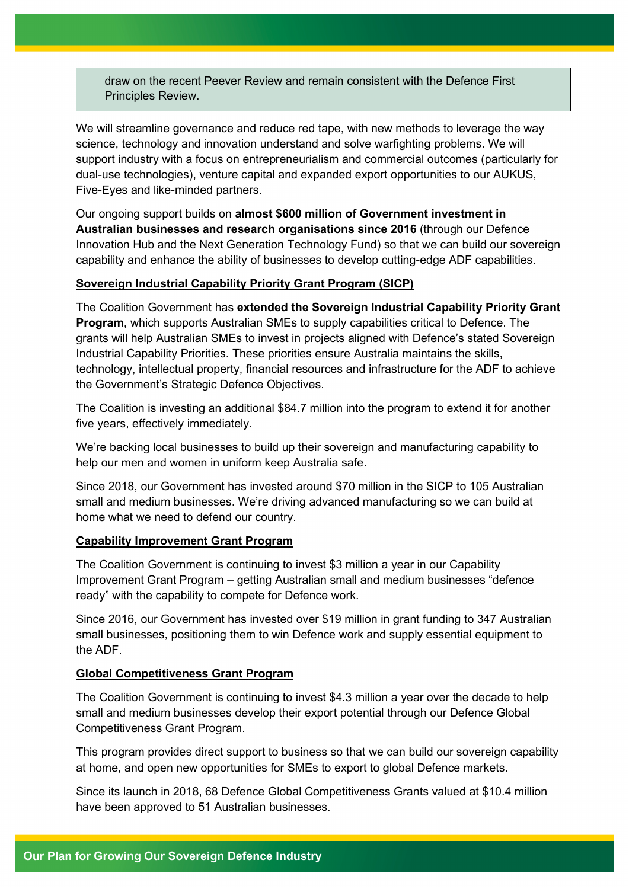> draw on the recent Peever Review and remain consistent with the Defence First Principles Review.

We will streamline governance and reduce red tape, with new methods to leverage the way science, technology and innovation understand and solve warfighting problems. We will support industry with a focus on entrepreneurialism and commercial outcomes (particularly for dual-use technologies), venture capital and expanded export opportunities to our AUKUS, Five-Eyes and like-minded partners.

Our ongoing support builds on **almost $600 million of Government investment in Australian businesses and research organisations since 2016** (through our Defence Innovation Hub and the Next Generation Technology Fund) so that we can build our sovereign capability and enhance the ability of businesses to develop cutting-edge ADF capabilities.

**Sovereign Industrial Capability Priority Grant Program (SICP)**

The Coalition Government has **extended the Sovereign Industrial Capability Priority Grant Program**, which supports Australian SMEs to supply capabilities critical to Defence. The grants will help Australian SMEs to invest in projects aligned with Defence's stated Sovereign Industrial Capability Priorities. These priorities ensure Australia maintains the skills, technology, intellectual property, financial resources and infrastructure for the ADF to achieve the Government's Strategic Defence Objectives.

The Coalition is investing an additional $84.7 million into the program to extend it for another five years, effectively immediately.

We're backing local businesses to build up their sovereign and manufacturing capability to help our men and women in uniform keep Australia safe.

Since 2018, our Government has invested around $70 million in the SICP to 105 Australian small and medium businesses. We're driving advanced manufacturing so we can build at home what we need to defend our country.

**Capability Improvement Grant Program**

The Coalition Government is continuing to invest $3 million a year in our Capability Improvement Grant Program – getting Australian small and medium businesses "defence ready" with the capability to compete for Defence work.

Since 2016, our Government has invested over $19 million in grant funding to 347 Australian small businesses, positioning them to win Defence work and supply essential equipment to the ADF.

**Global Competitiveness Grant Program**

The Coalition Government is continuing to invest $4.3 million a year over the decade to help small and medium businesses develop their export potential through our Defence Global Competitiveness Grant Program.

This program provides direct support to business so that we can build our sovereign capability at home, and open new opportunities for SMEs to export to global Defence markets.

Since its launch in 2018, 68 Defence Global Competitiveness Grants valued at $10.4 million have been approved to 51 Australian businesses.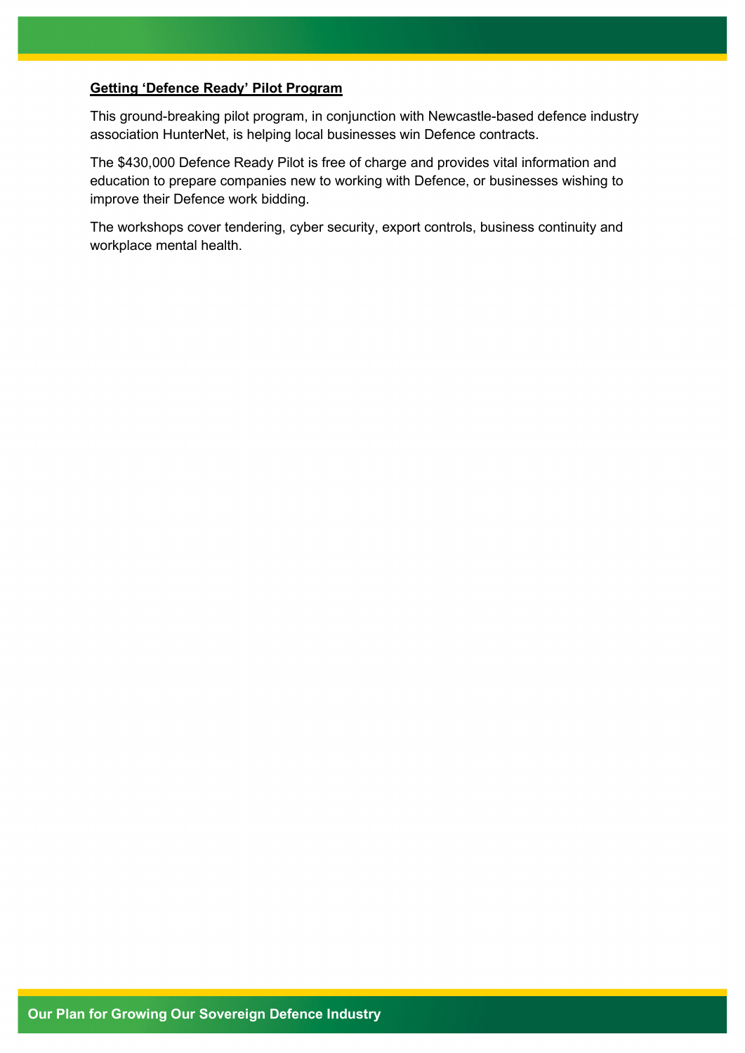**Getting ‘Defence Ready’ Pilot Program**

This ground-breaking pilot program, in conjunction with Newcastle-based defence industry association HunterNet, is helping local businesses win Defence contracts.

The $430,000 Defence Ready Pilot is free of charge and provides vital information and education to prepare companies new to working with Defence, or businesses wishing to improve their Defence work bidding.

The workshops cover tendering, cyber security, export controls, business continuity and workplace mental health.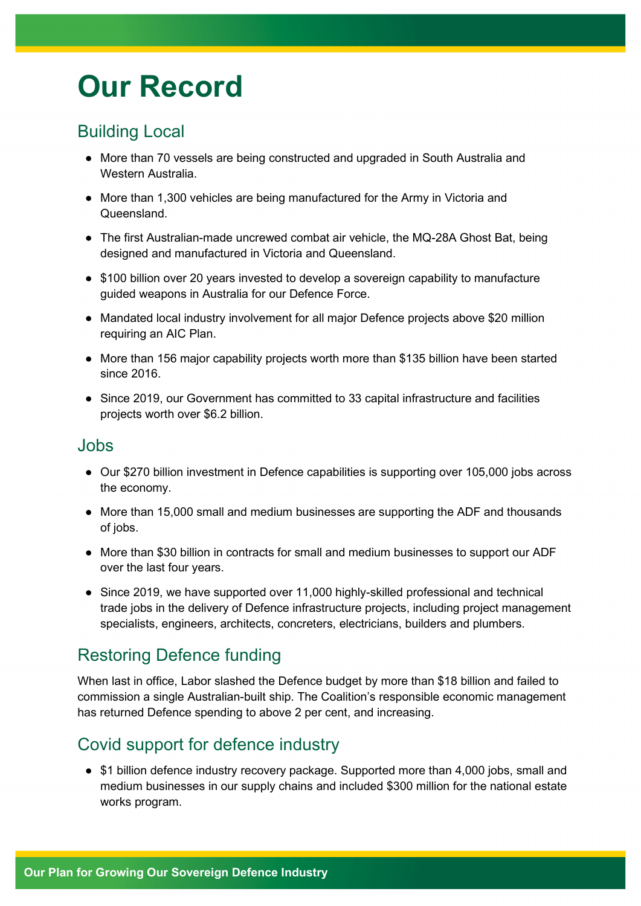# Our Record

## Building Local

- More than 70 vessels are being constructed and upgraded in South Australia and Western Australia.
- More than 1,300 vehicles are being manufactured for the Army in Victoria and Queensland.
- The first Australian-made uncrewed combat air vehicle, the MQ-28A Ghost Bat, being designed and manufactured in Victoria and Queensland.
- $100 billion over 20 years invested to develop a sovereign capability to manufacture guided weapons in Australia for our Defence Force.
- Mandated local industry involvement for all major Defence projects above $20 million requiring an AIC Plan.
- More than 156 major capability projects worth more than $135 billion have been started since 2016.
- Since 2019, our Government has committed to 33 capital infrastructure and facilities projects worth over $6.2 billion.

## Jobs

- Our $270 billion investment in Defence capabilities is supporting over 105,000 jobs across the economy.
- More than 15,000 small and medium businesses are supporting the ADF and thousands of jobs.
- More than $30 billion in contracts for small and medium businesses to support our ADF over the last four years.
- Since 2019, we have supported over 11,000 highly-skilled professional and technical trade jobs in the delivery of Defence infrastructure projects, including project management specialists, engineers, architects, concreters, electricians, builders and plumbers.

## Restoring Defence funding

When last in office, Labor slashed the Defence budget by more than $18 billion and failed to commission a single Australian-built ship. The Coalition's responsible economic management has returned Defence spending to above 2 per cent, and increasing.

## Covid support for defence industry

- $1 billion defence industry recovery package. Supported more than 4,000 jobs, small and medium businesses in our supply chains and included $300 million for the national estate works program.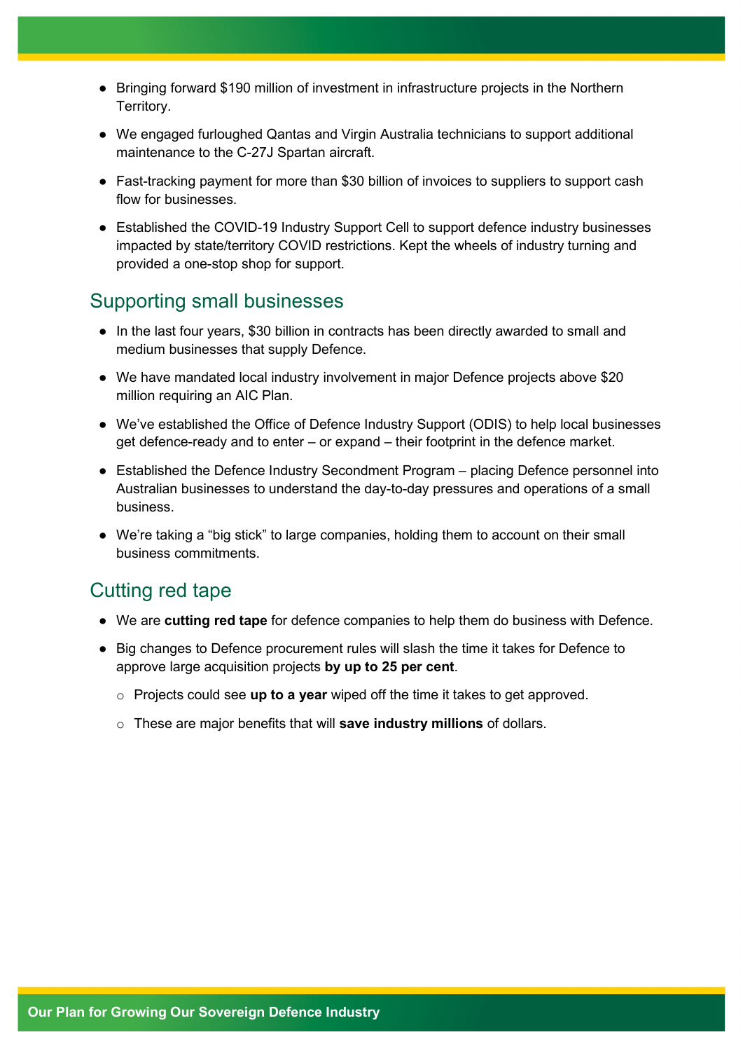- Bringing forward $190 million of investment in infrastructure projects in the Northern Territory.
- We engaged furloughed Qantas and Virgin Australia technicians to support additional maintenance to the C-27J Spartan aircraft.
- Fast-tracking payment for more than $30 billion of invoices to suppliers to support cash flow for businesses.
- Established the COVID-19 Industry Support Cell to support defence industry businesses impacted by state/territory COVID restrictions. Kept the wheels of industry turning and provided a one-stop shop for support.

## Supporting small businesses

- In the last four years, $30 billion in contracts has been directly awarded to small and medium businesses that supply Defence.
- We have mandated local industry involvement in major Defence projects above $20 million requiring an AIC Plan.
- We've established the Office of Defence Industry Support (ODIS) to help local businesses get defence-ready and to enter – or expand – their footprint in the defence market.
- Established the Defence Industry Secondment Program – placing Defence personnel into Australian businesses to understand the day-to-day pressures and operations of a small business.
- We're taking a "big stick" to large companies, holding them to account on their small business commitments.

## Cutting red tape

- We are **cutting red tape** for defence companies to help them do business with Defence.
- Big changes to Defence procurement rules will slash the time it takes for Defence to approve large acquisition projects **by up to 25 per cent**.
  - Projects could see **up to a year** wiped off the time it takes to get approved.
  - These are major benefits that will **save industry millions** of dollars.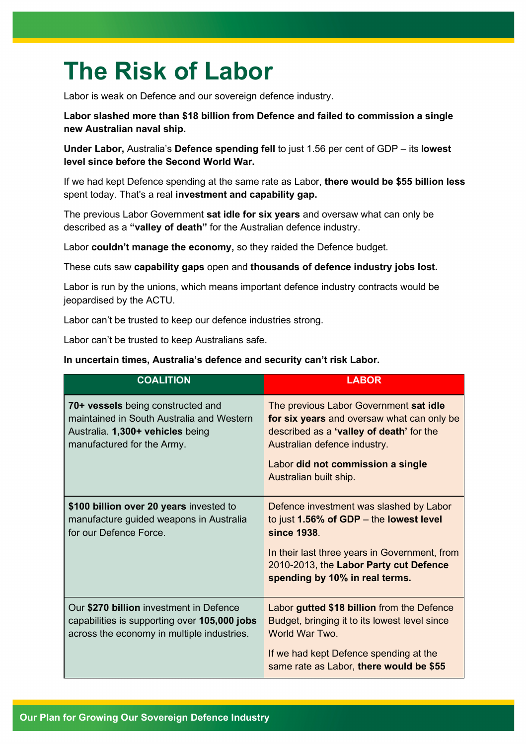# The Risk of Labor

Labor is weak on Defence and our sovereign defence industry.

**Labor slashed more than $18 billion from Defence and failed to commission a single new Australian naval ship.**

**Under Labor,** Australia's **Defence spending fell** to just 1.56 per cent of GDP – its l**owest level since before the Second World War.**

If we had kept Defence spending at the same rate as Labor, **there would be $55 billion less** spent today. That's a real **investment and capability gap.**

The previous Labor Government **sat idle for six years** and oversaw what can only be described as a **"valley of death"** for the Australian defence industry.

Labor **couldn't manage the economy,** so they raided the Defence budget.

These cuts saw **capability gaps** open and **thousands of defence industry jobs lost.**

Labor is run by the unions, which means important defence industry contracts would be jeopardised by the ACTU.

Labor can't be trusted to keep our defence industries strong.

Labor can't be trusted to keep Australians safe.

**In uncertain times, Australia's defence and security can't risk Labor.**

| COALITION | LABOR |
|---|---|
| **70+ vessels** being constructed and maintained in South Australia and Western Australia. **1,300+ vehicles** being manufactured for the Army. | The previous Labor Government **sat idle for six years** and oversaw what can only be described as a **'valley of death'** for the Australian defence industry.<br><br>Labor **did not commission a single** Australian built ship. |
| **$100 billion over 20 years** invested to manufacture guided weapons in Australia for our Defence Force. | Defence investment was slashed by Labor to just **1.56% of GDP** – the **lowest level since 1938**.<br><br>In their last three years in Government, from 2010-2013, the **Labor Party cut Defence spending by 10% in real terms.** |
| Our **$270 billion** investment in Defence capabilities is supporting over **105,000 jobs** across the economy in multiple industries. | Labor **gutted $18 billion** from the Defence Budget, bringing it to its lowest level since World War Two.<br><br>If we had kept Defence spending at the same rate as Labor, **there would be $55** |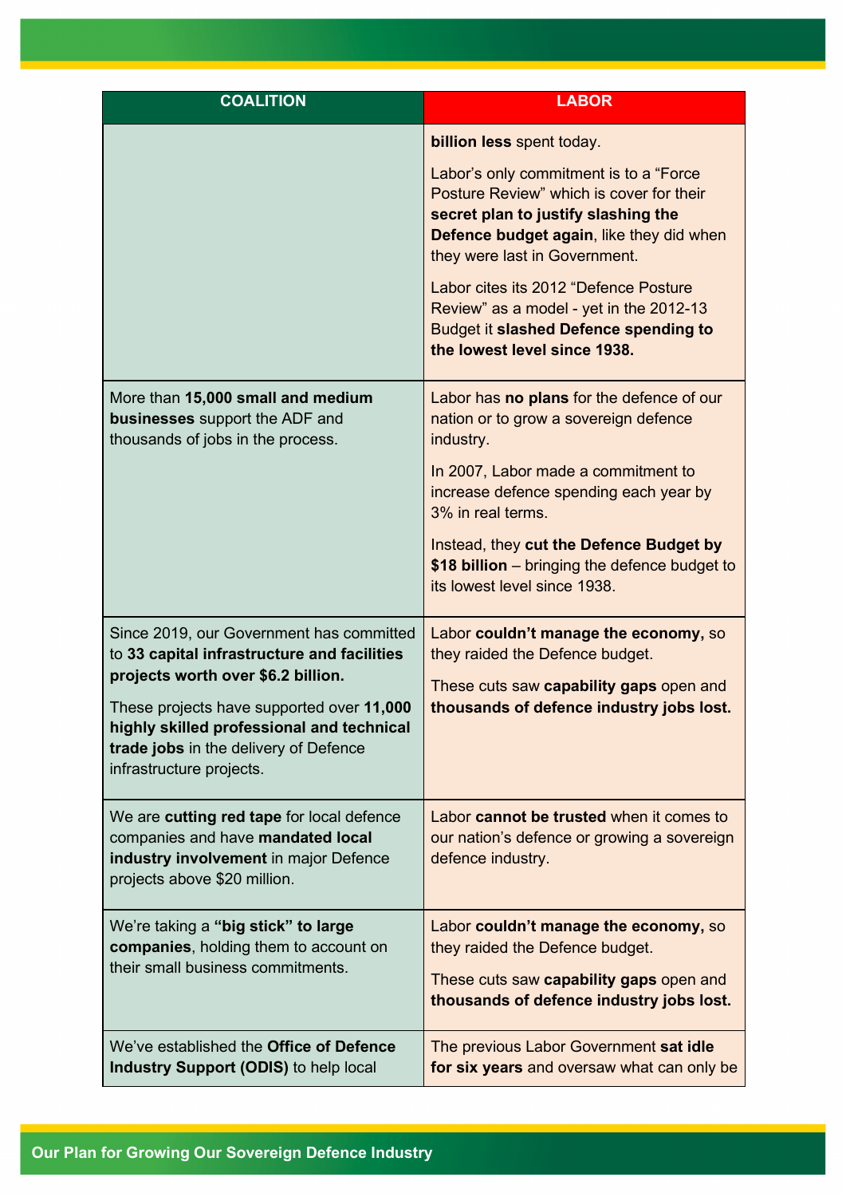| COALITION | LABOR |
| --- | --- |
| | **billion less** spent today.<br><br>Labor's only commitment is to a "Force Posture Review" which is cover for their **secret plan to justify slashing the Defence budget again**, like they did when they were last in Government.<br><br>Labor cites its 2012 "Defence Posture Review" as a model - yet in the 2012-13 Budget it **slashed Defence spending to the lowest level since 1938.** |
| More than **15,000 small and medium businesses** support the ADF and thousands of jobs in the process. | Labor has **no plans** for the defence of our nation or to grow a sovereign defence industry.<br><br>In 2007, Labor made a commitment to increase defence spending each year by 3% in real terms.<br><br>Instead, they **cut the Defence Budget by $18 billion** – bringing the defence budget to its lowest level since 1938. |
| Since 2019, our Government has committed to **33 capital infrastructure and facilities projects worth over $6.2 billion.**<br><br>These projects have supported over **11,000 highly skilled professional and technical trade jobs** in the delivery of Defence infrastructure projects. | Labor **couldn't manage the economy,** so they raided the Defence budget.<br><br>These cuts saw **capability gaps** open and **thousands of defence industry jobs lost.** |
| We are **cutting red tape** for local defence companies and have **mandated local industry involvement** in major Defence projects above $20 million. | Labor **cannot be trusted** when it comes to our nation's defence or growing a sovereign defence industry. |
| We're taking a **"big stick" to large companies**, holding them to account on their small business commitments. | Labor **couldn't manage the economy,** so they raided the Defence budget.<br><br>These cuts saw **capability gaps** open and **thousands of defence industry jobs lost.** |
| We've established the **Office of Defence Industry Support (ODIS)** to help local | The previous Labor Government **sat idle for six years** and oversaw what can only be |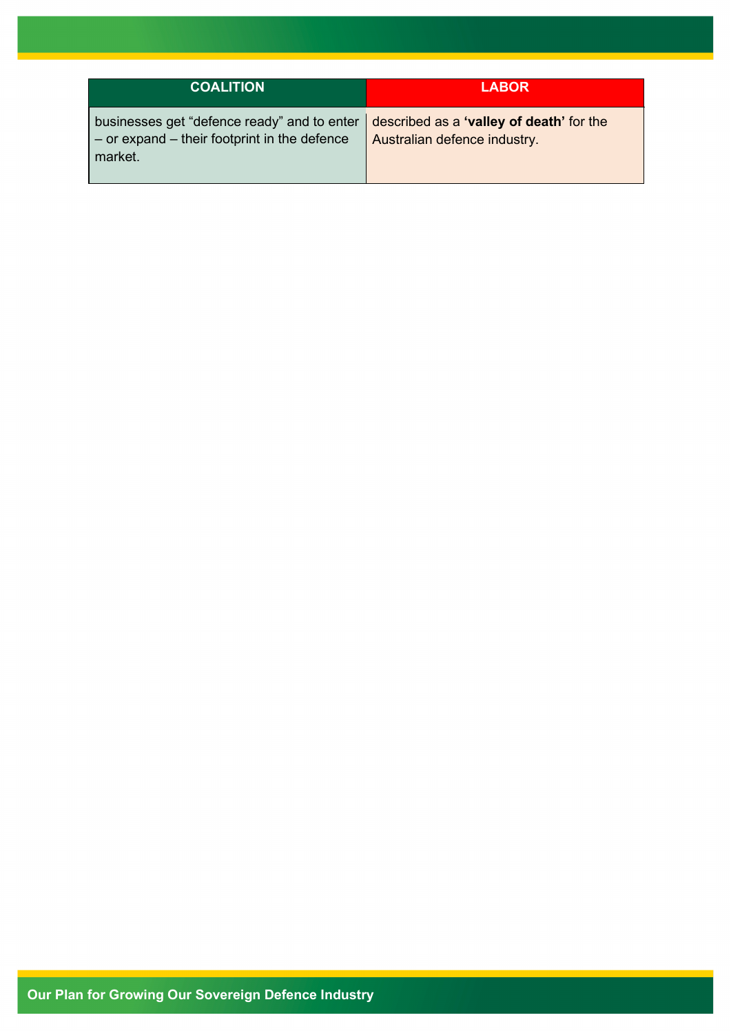| COALITION | LABOR |
| --- | --- |
| businesses get “defence ready” and to enter – or expand – their footprint in the defence market. | described as a **‘valley of death’** for the Australian defence industry. |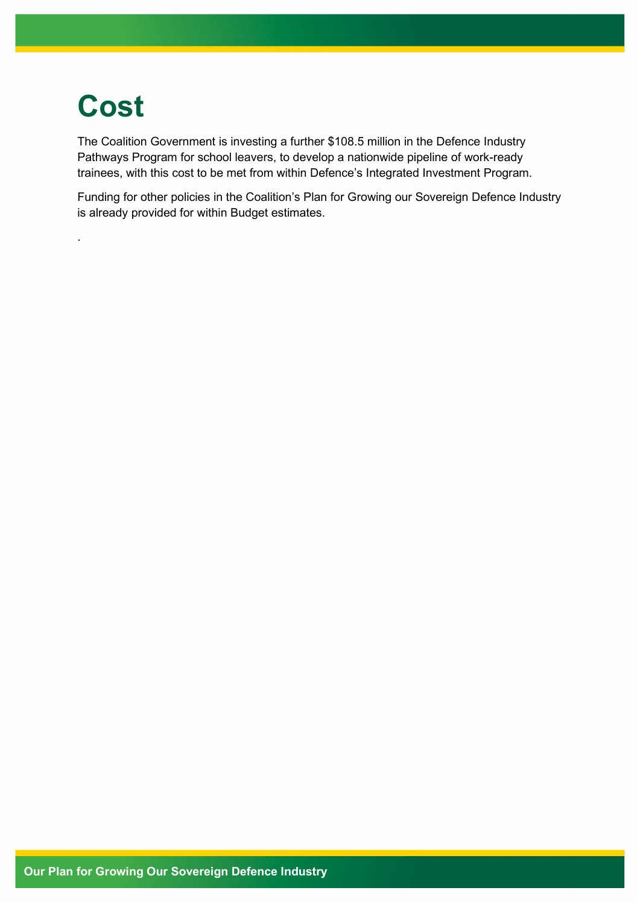# Cost

The Coalition Government is investing a further $108.5 million in the Defence Industry Pathways Program for school leavers, to develop a nationwide pipeline of work-ready trainees, with this cost to be met from within Defence's Integrated Investment Program.

Funding for other policies in the Coalition's Plan for Growing our Sovereign Defence Industry is already provided for within Budget estimates.

.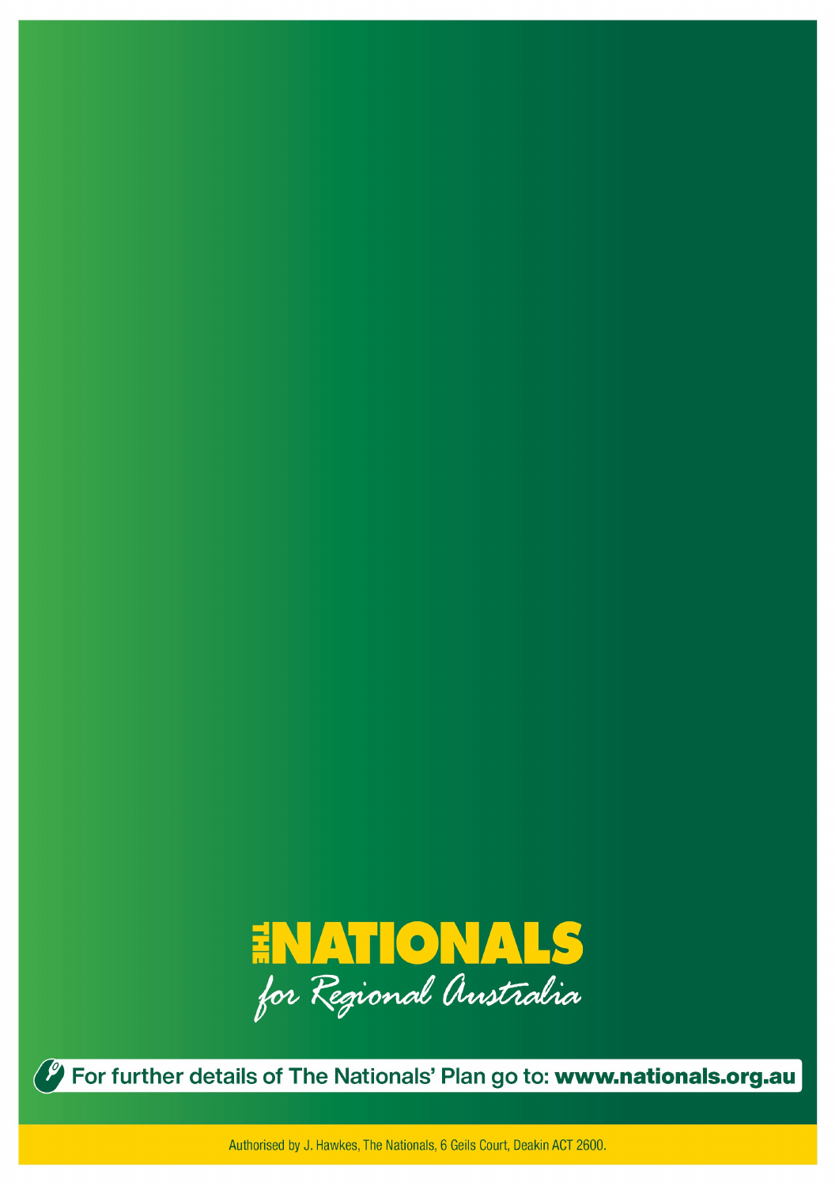THE NATIONALS

*for Regional Australia*

For further details of The Nationals' Plan go to: **www.nationals.org.au**

Authorised by J. Hawkes, The Nationals, 6 Geils Court, Deakin ACT 2600.